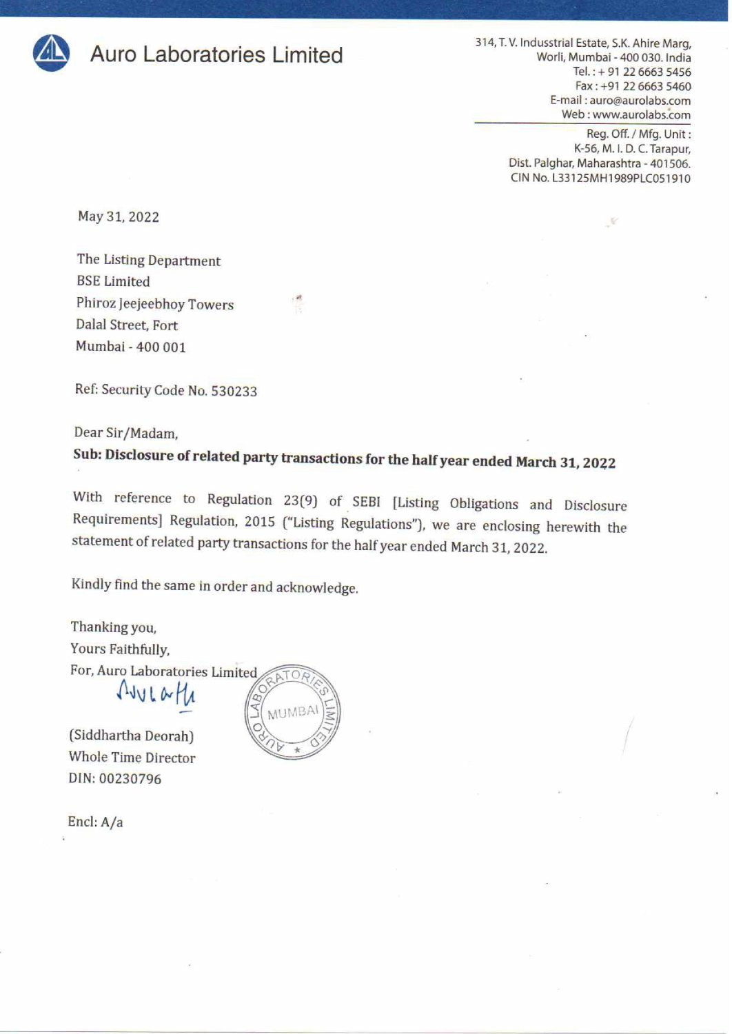# Auro Laboratories Limited

314, T. V. Industrial Estate, S.K. Ahire Marg,
Worli, Mumbai - 400 030. India
Tel. : + 91 22 6663 5456
Fax : +91 22 6663 5460
E-mail : auro@aurolabs.com
Web : www.aurolabs.com

Reg. Off. / Mfg. Unit :
K-56, M. I. D. C. Tarapur,
Dist. Palghar, Maharashtra - 401506.
CIN No. L33125MH1989PLC051910

May 31, 2022

The Listing Department
BSE Limited
Phiroz Jeejeebhoy Towers
Dalal Street, Fort
Mumbai - 400 001

Ref: Security Code No. 530233

Dear Sir/Madam,

**Sub: Disclosure of related party transactions for the half year ended March 31, 2022**

With reference to Regulation 23(9) of SEBI [Listing Obligations and Disclosure Requirements] Regulation, 2015 ("Listing Regulations"), we are enclosing herewith the statement of related party transactions for the half year ended March 31, 2022.

Kindly find the same in order and acknowledge.

Thanking you,
Yours Faithfully,
For, Auro Laboratories Limited

(Siddhartha Deorah)
Whole Time Director
DIN: 00230796

Encl: A/a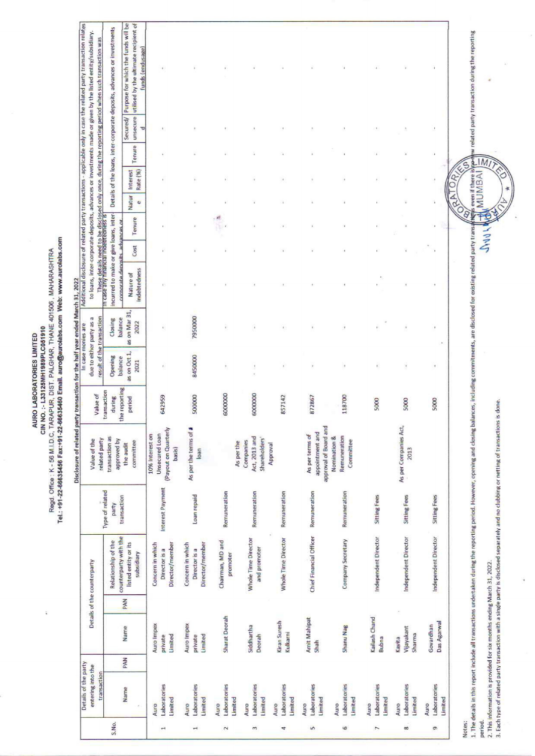# AURO LABORATORIES LIMITED

CIN NO. :- L33125MH1989PLC051910

Regd. Office : K - 56 M.I.D.C, TARAPUR, DIST. PALGHAR, THANE 401506 , MAHARASHTRA

Tel.: +91-22-66635456 Fax:+91-22-66635460 Email. auro@aurolabs.com Web: www.aurolabs.com

## Disclosure of related party transaction for the half year ended March 31, 2022

| S.No. | Details of the party entering into the transaction | | Details of the counterparty | | | Type of related party transaction | Value of the related party transaction as approved by the audit committee | Value of transaction during the reporting period | In case monies are due to either party as a result of the transaction | | Additional disclosure of related party transactions - applicable only in case the related party transaction relates to loans, inter-corporate deposits, advances or investments made or given by the listed entity/subsidiary. These details need to be disclosed only once, during the reporting period when such transaction was undertaken. | | | | | | | |
|---|---|---|---|---|---|---|---|---|---|---|---|---|---|---|---|---|---|---|
| | | | | | | | | | | | In case any financial indebtedness is incurred to make or give loans, inter-corporate deposits, advances or investments | | | Details of the loans, inter-corporate deposits, advances or investments | | | | |
| | Name | PAN | Name | PAN | Relationship of the counterparty with the listed entity or its subsidiary | | | | Opening balance as on Oct 1, 2021 | Closing balance as on Mar 31, 2022 | Nature of indebtedness | Cost | Tenure | Nature | Interest Rate (%) | Tenure | Secured/ unsecured | Purpose for which the funds will be utilised by the ultimate recipient of funds (endusage) |
| 1 | Auro Laboratories Limited | | Auro Impex private Limited | | Concern in which Director is a Director/member | Interest Payment | 10% Interest on Unsecured Loan (Payout on Quarterly basis) | 642959 | - | - | - | - | - | - | - | - | - | - |
| 1 | Auro Laboratories Limited | | Auro Impex private Limited | | Concern in which Director is a Director/member | Loan repaid | As per the terms of loan | 500000 | 8450000 | 7950000 | - | - | - | - | - | - | - | - |
| 2 | Auro Laboratories Limited | | Sharat Deorah | | Chairman, MD and promoter | Remuneration | As per the Companies Act, 2013 and Shareholders' Approval | 6000000 | - | - | - | - | - | - | - | - | - | - |
| 3 | Auro Laboratories Limited | | Siddhartha Deorah | | Whole Time Director and promoter | Remuneration | | 6000000 | - | - | - | - | - | - | - | - | - | - |
| 4 | Auro Laboratories Limited | | Kiran Suresh Kulkarni | | Whole Time Director | Remuneration | | 857142 | - | - | - | - | - | - | - | - | - | - |
| 5 | Auro Laboratories Limited | | Amit Mahipat Shah | | Chief Financial Officer | Remuneration | As per terms of appointment and approval of Board and Nomination & Remuneration Committee | 872867 | - | - | - | - | - | - | - | - | - | - |
| 6 | Auro Laboratories Limited | | Shanu Nag | | Company Secretary | Remuneration | | 118700 | - | - | - | - | - | - | - | - | - | - |
| 7 | Auro Laboratories Limited | | Kailash Chand Bubna | | Independent Director | Sitting Fees | As per Companies Act, 2013 | 5000 | - | - | - | - | - | - | - | - | - | - |
| 8 | Auro Laboratories Limited | | Kavita Vijayakant Sharma | | Independent Director | Sitting Fees | | 5000 | - | - | - | - | - | - | - | - | - | - |
| 9 | Auro Laboratories Limited | | Govardhan Das Agarwal | | Independent Director | Sitting Fees | | 5000 | - | - | - | - | - | - | - | - | - | - |

Notes:

1. The details in this report include all transactions undertaken during the reporting period. However, opening and closing balances, including commitments, are disclosed for existing related party transactions even if there is no new related party transaction during the reporting period.
2. This information is provided for six months ending March 31, 2022.
3. Each type of related party transaction with a single party is disclosed separately and no clubbing or netting of transactions is done.